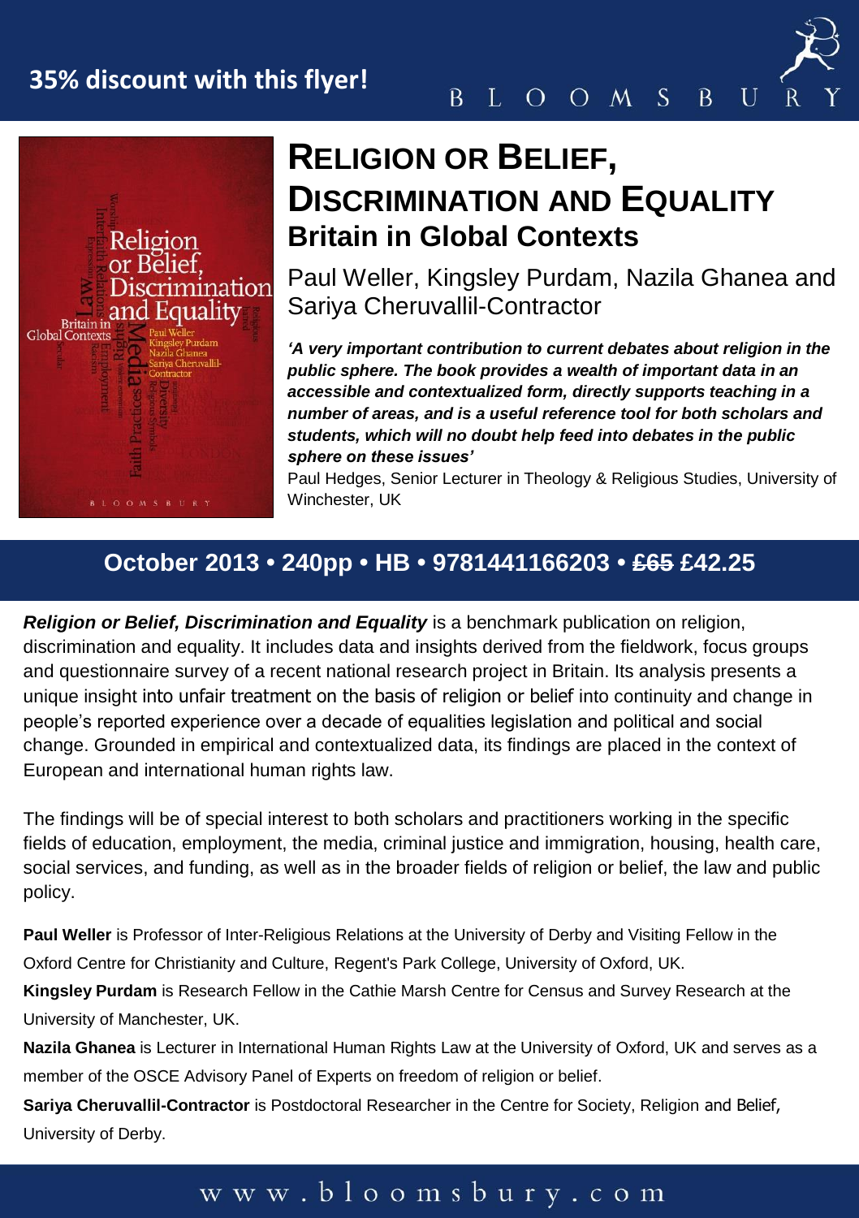**35% discount with this flyer!**

BLOOMSBURY

# Religion or Belief, Discrimination and Equality

## Britain in Global Contexts

Paul Weller, Kingsley Purdam, Nazila Ghanea and Sariya Cheruvallil-Contractor

***'A very important contribution to current debates about religion in the public sphere. The book provides a wealth of important data in an accessible and contextualized form, directly supports teaching in a number of areas, and is a useful reference tool for both scholars and students, which will no doubt help feed into debates in the public sphere on these issues'***

Paul Hedges, Senior Lecturer in Theology & Religious Studies, University of Winchester, UK

**October 2013 • 240pp • HB • 9781441166203 • ~~£65~~ £42.25**

***Religion or Belief, Discrimination and Equality*** is a benchmark publication on religion, discrimination and equality. It includes data and insights derived from the fieldwork, focus groups and questionnaire survey of a recent national research project in Britain. Its analysis presents a unique insight into unfair treatment on the basis of religion or belief into continuity and change in people's reported experience over a decade of equalities legislation and political and social change. Grounded in empirical and contextualized data, its findings are placed in the context of European and international human rights law.

The findings will be of special interest to both scholars and practitioners working in the specific fields of education, employment, the media, criminal justice and immigration, housing, health care, social services, and funding, as well as in the broader fields of religion or belief, the law and public policy.

**Paul Weller** is Professor of Inter-Religious Relations at the University of Derby and Visiting Fellow in the Oxford Centre for Christianity and Culture, Regent's Park College, University of Oxford, UK.

**Kingsley Purdam** is Research Fellow in the Cathie Marsh Centre for Census and Survey Research at the University of Manchester, UK.

**Nazila Ghanea** is Lecturer in International Human Rights Law at the University of Oxford, UK and serves as a member of the OSCE Advisory Panel of Experts on freedom of religion or belief.

**Sariya Cheruvallil-Contractor** is Postdoctoral Researcher in the Centre for Society, Religion and Belief, University of Derby.

www.bloomsbury.com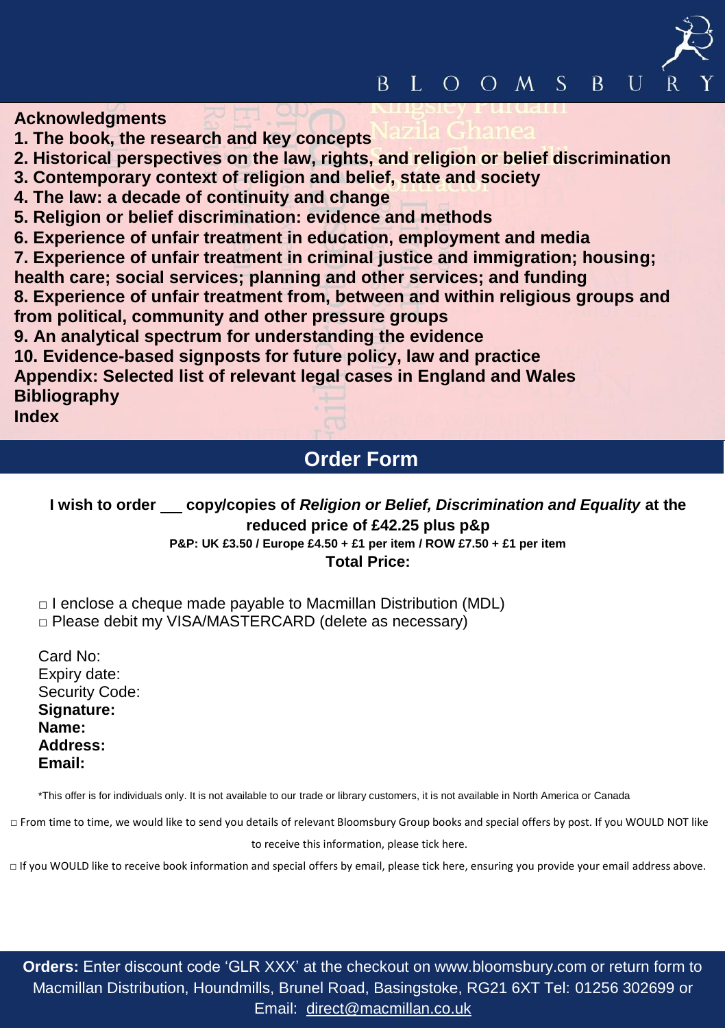**Acknowledgments**

**1. The book, the research and key concepts**

**2. Historical perspectives on the law, rights, and religion or belief discrimination**

**3. Contemporary context of religion and belief, state and society**

**4. The law: a decade of continuity and change**

**5. Religion or belief discrimination: evidence and methods**

**6. Experience of unfair treatment in education, employment and media**

**7. Experience of unfair treatment in criminal justice and immigration; housing; health care; social services; planning and other services; and funding**

**8. Experience of unfair treatment from, between and within religious groups and from political, community and other pressure groups**

**9. An analytical spectrum for understanding the evidence**

**10. Evidence-based signposts for future policy, law and practice**

**Appendix: Selected list of relevant legal cases in England and Wales**

**Bibliography**

**Index**

## Order Form

**I wish to order \_\_ copy/copies of *Religion or Belief, Discrimination and Equality* at the reduced price of £42.25 plus p&p**

**P&P: UK £3.50 / Europe £4.50 + £1 per item / ROW £7.50 + £1 per item**

**Total Price:**

□ I enclose a cheque made payable to Macmillan Distribution (MDL)
□ Please debit my VISA/MASTERCARD (delete as necessary)

Card No:
Expiry date:
Security Code:
**Signature:**
**Name:**
**Address:**
**Email:**

*This offer is for individuals only. It is not available to our trade or library customers, it is not available in North America or Canada

□ From time to time, we would like to send you details of relevant Bloomsbury Group books and special offers by post. If you WOULD NOT like to receive this information, please tick here.

□ If you WOULD like to receive book information and special offers by email, please tick here, ensuring you provide your email address above.

**Orders:** Enter discount code 'GLR XXX' at the checkout on www.bloomsbury.com or return form to Macmillan Distribution, Houndmills, Brunel Road, Basingstoke, RG21 6XT Tel: 01256 302699 or Email: direct@macmillan.co.uk